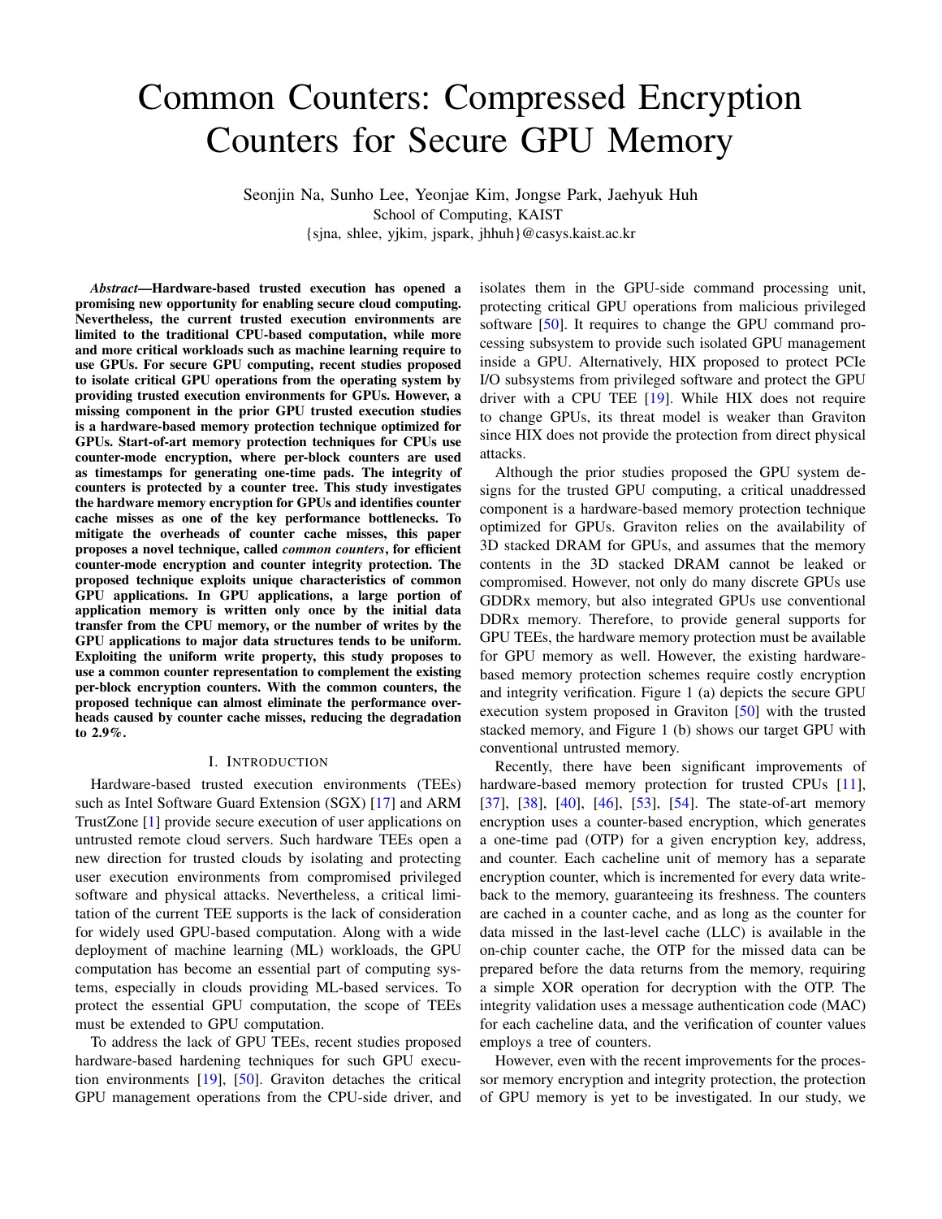# Common Counters: Compressed Encryption Counters for Secure GPU Memory

Seonjin Na, Sunho Lee, Yeonjae Kim, Jongse Park, Jaehyuk Huh
School of Computing, KAIST
{sjna, shlee, yjkim, jspark, jhhuh}@casys.kaist.ac.kr

***Abstract*—Hardware-based trusted execution has opened a promising new opportunity for enabling secure cloud computing. Nevertheless, the current trusted execution environments are limited to the traditional CPU-based computation, while more and more critical workloads such as machine learning require to use GPUs. For secure GPU computing, recent studies proposed to isolate critical GPU operations from the operating system by providing trusted execution environments for GPUs. However, a missing component in the prior GPU trusted execution studies is a hardware-based memory protection technique optimized for GPUs. Start-of-art memory protection techniques for CPUs use counter-mode encryption, where per-block counters are used as timestamps for generating one-time pads. The integrity of counters is protected by a counter tree. This study investigates the hardware memory encryption for GPUs and identifies counter cache misses as one of the key performance bottlenecks. To mitigate the overheads of counter cache misses, this paper proposes a novel technique, called *common counters*, for efficient counter-mode encryption and counter integrity protection. The proposed technique exploits unique characteristics of common GPU applications. In GPU applications, a large portion of application memory is written only once by the initial data transfer from the CPU memory, or the number of writes by the GPU applications to major data structures tends to be uniform. Exploiting the uniform write property, this study proposes to use a common counter representation to complement the existing per-block encryption counters. With the common counters, the proposed technique can almost eliminate the performance overheads caused by counter cache misses, reducing the degradation to 2.9%.**

## I. Introduction

Hardware-based trusted execution environments (TEEs) such as Intel Software Guard Extension (SGX) [17] and ARM TrustZone [1] provide secure execution of user applications on untrusted remote cloud servers. Such hardware TEEs open a new direction for trusted clouds by isolating and protecting user execution environments from compromised privileged software and physical attacks. Nevertheless, a critical limitation of the current TEE supports is the lack of consideration for widely used GPU-based computation. Along with a wide deployment of machine learning (ML) workloads, the GPU computation has become an essential part of computing systems, especially in clouds providing ML-based services. To protect the essential GPU computation, the scope of TEEs must be extended to GPU computation.

To address the lack of GPU TEEs, recent studies proposed hardware-based hardening techniques for such GPU execution environments [19], [50]. Graviton detaches the critical GPU management operations from the CPU-side driver, and isolates them in the GPU-side command processing unit, protecting critical GPU operations from malicious privileged software [50]. It requires to change the GPU command processing subsystem to provide such isolated GPU management inside a GPU. Alternatively, HIX proposed to protect PCIe I/O subsystems from privileged software and protect the GPU driver with a CPU TEE [19]. While HIX does not require to change GPUs, its threat model is weaker than Graviton since HIX does not provide the protection from direct physical attacks.

Although the prior studies proposed the GPU system designs for the trusted GPU computing, a critical unaddressed component is a hardware-based memory protection technique optimized for GPUs. Graviton relies on the availability of 3D stacked DRAM for GPUs, and assumes that the memory contents in the 3D stacked DRAM cannot be leaked or compromised. However, not only do many discrete GPUs use GDDRx memory, but also integrated GPUs use conventional DDRx memory. Therefore, to provide general supports for GPU TEEs, the hardware memory protection must be available for GPU memory as well. However, the existing hardware-based memory protection schemes require costly encryption and integrity verification. Figure 1 (a) depicts the secure GPU execution system proposed in Graviton [50] with the trusted stacked memory, and Figure 1 (b) shows our target GPU with conventional untrusted memory.

Recently, there have been significant improvements of hardware-based memory protection for trusted CPUs [11], [37], [38], [40], [46], [53], [54]. The state-of-art memory encryption uses a counter-based encryption, which generates a one-time pad (OTP) for a given encryption key, address, and counter. Each cacheline unit of memory has a separate encryption counter, which is incremented for every data write-back to the memory, guaranteeing its freshness. The counters are cached in a counter cache, and as long as the counter for data missed in the last-level cache (LLC) is available in the on-chip counter cache, the OTP for the missed data can be prepared before the data returns from the memory, requiring a simple XOR operation for decryption with the OTP. The integrity validation uses a message authentication code (MAC) for each cacheline data, and the verification of counter values employs a tree of counters.

However, even with the recent improvements for the processor memory encryption and integrity protection, the protection of GPU memory is yet to be investigated. In our study, we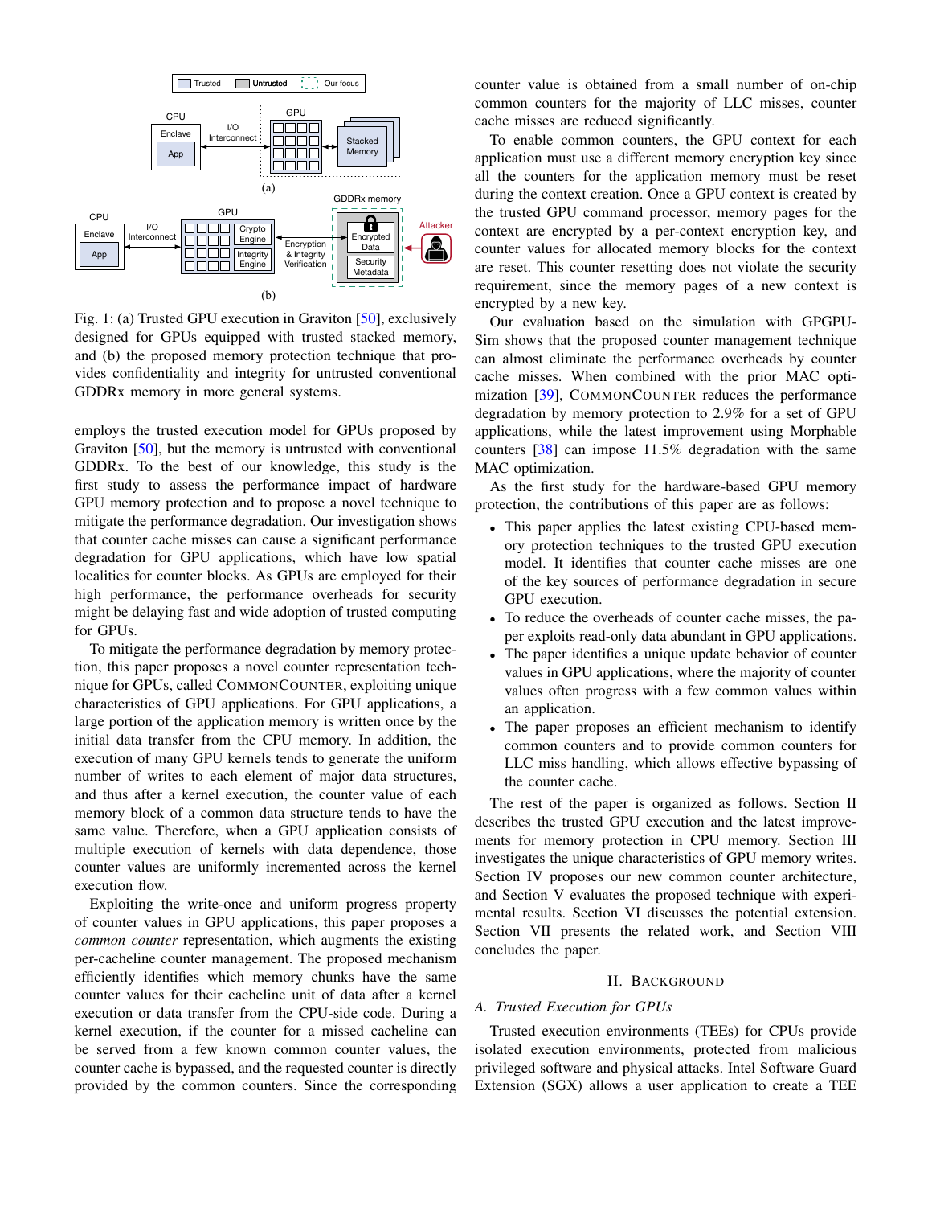Fig. 1: (a) Trusted GPU execution in Graviton [50], exclusively designed for GPUs equipped with trusted stacked memory, and (b) the proposed memory protection technique that provides confidentiality and integrity for untrusted conventional GDDRx memory in more general systems.

employs the trusted execution model for GPUs proposed by Graviton [50], but the memory is untrusted with conventional GDDRx. To the best of our knowledge, this study is the first study to assess the performance impact of hardware GPU memory protection and to propose a novel technique to mitigate the performance degradation. Our investigation shows that counter cache misses can cause a significant performance degradation for GPU applications, which have low spatial localities for counter blocks. As GPUs are employed for their high performance, the performance overheads for security might be delaying fast and wide adoption of trusted computing for GPUs.

To mitigate the performance degradation by memory protection, this paper proposes a novel counter representation technique for GPUs, called CommonCounter, exploiting unique characteristics of GPU applications. For GPU applications, a large portion of the application memory is written once by the initial data transfer from the CPU memory. In addition, the execution of many GPU kernels tends to generate the uniform number of writes to each element of major data structures, and thus after a kernel execution, the counter value of each memory block of a common data structure tends to have the same value. Therefore, when a GPU application consists of multiple execution of kernels with data dependence, those counter values are uniformly incremented across the kernel execution flow.

Exploiting the write-once and uniform progress property of counter values in GPU applications, this paper proposes a *common counter* representation, which augments the existing per-cacheline counter management. The proposed mechanism efficiently identifies which memory chunks have the same counter values for their cacheline unit of data after a kernel execution or data transfer from the CPU-side code. During a kernel execution, if the counter for a missed cacheline can be served from a few known common counter values, the counter cache is bypassed, and the requested counter is directly provided by the common counters. Since the corresponding counter value is obtained from a small number of on-chip common counters for the majority of LLC misses, counter cache misses are reduced significantly.

To enable common counters, the GPU context for each application must use a different memory encryption key since all the counters for the application memory must be reset during the context creation. Once a GPU context is created by the trusted GPU command processor, memory pages for the context are encrypted by a per-context encryption key, and counter values for allocated memory blocks for the context are reset. This counter resetting does not violate the security requirement, since the memory pages of a new context is encrypted by a new key.

Our evaluation based on the simulation with GPGPU-Sim shows that the proposed counter management technique can almost eliminate the performance overheads by counter cache misses. When combined with the prior MAC optimization [39], CommonCounter reduces the performance degradation by memory protection to 2.9% for a set of GPU applications, while the latest improvement using Morphable counters [38] can impose 11.5% degradation with the same MAC optimization.

As the first study for the hardware-based GPU memory protection, the contributions of this paper are as follows:

- This paper applies the latest existing CPU-based memory protection techniques to the trusted GPU execution model. It identifies that counter cache misses are one of the key sources of performance degradation in secure GPU execution.
- To reduce the overheads of counter cache misses, the paper exploits read-only data abundant in GPU applications.
- The paper identifies a unique update behavior of counter values in GPU applications, where the majority of counter values often progress with a few common values within an application.
- The paper proposes an efficient mechanism to identify common counters and to provide common counters for LLC miss handling, which allows effective bypassing of the counter cache.

The rest of the paper is organized as follows. Section II describes the trusted GPU execution and the latest improvements for memory protection in CPU memory. Section III investigates the unique characteristics of GPU memory writes. Section IV proposes our new common counter architecture, and Section V evaluates the proposed technique with experimental results. Section VI discusses the potential extension. Section VII presents the related work, and Section VIII concludes the paper.

## II. Background

### A. Trusted Execution for GPUs

Trusted execution environments (TEEs) for CPUs provide isolated execution environments, protected from malicious privileged software and physical attacks. Intel Software Guard Extension (SGX) allows a user application to create a TEE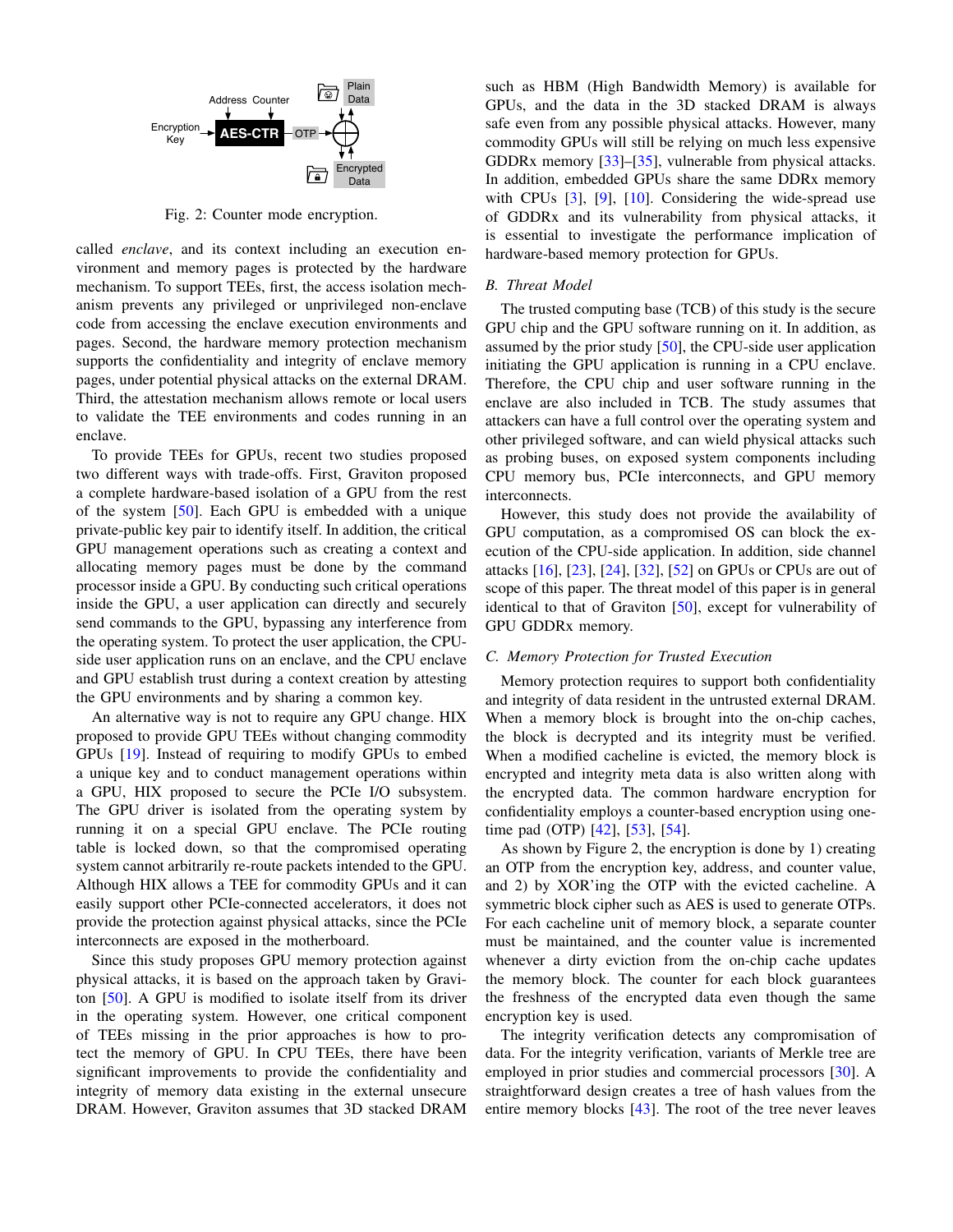Fig. 2: Counter mode encryption.

called *enclave*, and its context including an execution environment and memory pages is protected by the hardware mechanism. To support TEEs, first, the access isolation mechanism prevents any privileged or unprivileged non-enclave code from accessing the enclave execution environments and pages. Second, the hardware memory protection mechanism supports the confidentiality and integrity of enclave memory pages, under potential physical attacks on the external DRAM. Third, the attestation mechanism allows remote or local users to validate the TEE environments and codes running in an enclave.

To provide TEEs for GPUs, recent two studies proposed two different ways with trade-offs. First, Graviton proposed a complete hardware-based isolation of a GPU from the rest of the system [50]. Each GPU is embedded with a unique private-public key pair to identify itself. In addition, the critical GPU management operations such as creating a context and allocating memory pages must be done by the command processor inside a GPU. By conducting such critical operations inside the GPU, a user application can directly and securely send commands to the GPU, bypassing any interference from the operating system. To protect the user application, the CPU-side user application runs on an enclave, and the CPU enclave and GPU establish trust during a context creation by attesting the GPU environments and by sharing a common key.

An alternative way is not to require any GPU change. HIX proposed to provide GPU TEEs without changing commodity GPUs [19]. Instead of requiring to modify GPUs to embed a unique key and to conduct management operations within a GPU, HIX proposed to secure the PCIe I/O subsystem. The GPU driver is isolated from the operating system by running it on a special GPU enclave. The PCIe routing table is locked down, so that the compromised operating system cannot arbitrarily re-route packets intended to the GPU. Although HIX allows a TEE for commodity GPUs and it can easily support other PCIe-connected accelerators, it does not provide the protection against physical attacks, since the PCIe interconnects are exposed in the motherboard.

Since this study proposes GPU memory protection against physical attacks, it is based on the approach taken by Graviton [50]. A GPU is modified to isolate itself from its driver in the operating system. However, one critical component of TEEs missing in the prior approaches is how to protect the memory of GPU. In CPU TEEs, there have been significant improvements to provide the confidentiality and integrity of memory data existing in the external unsecure DRAM. However, Graviton assumes that 3D stacked DRAM such as HBM (High Bandwidth Memory) is available for GPUs, and the data in the 3D stacked DRAM is always safe even from any possible physical attacks. However, many commodity GPUs will still be relying on much less expensive GDDRx memory [33]–[35], vulnerable from physical attacks. In addition, embedded GPUs share the same DDRx memory with CPUs [3], [9], [10]. Considering the wide-spread use of GDDRx and its vulnerability from physical attacks, it is essential to investigate the performance implication of hardware-based memory protection for GPUs.

### B. Threat Model

The trusted computing base (TCB) of this study is the secure GPU chip and the GPU software running on it. In addition, as assumed by the prior study [50], the CPU-side user application initiating the GPU application is running in a CPU enclave. Therefore, the CPU chip and user software running in the enclave are also included in TCB. The study assumes that attackers can have a full control over the operating system and other privileged software, and can wield physical attacks such as probing buses, on exposed system components including CPU memory bus, PCIe interconnects, and GPU memory interconnects.

However, this study does not provide the availability of GPU computation, as a compromised OS can block the execution of the CPU-side application. In addition, side channel attacks [16], [23], [24], [32], [52] on GPUs or CPUs are out of scope of this paper. The threat model of this paper is in general identical to that of Graviton [50], except for vulnerability of GPU GDDRx memory.

### C. Memory Protection for Trusted Execution

Memory protection requires to support both confidentiality and integrity of data resident in the untrusted external DRAM. When a memory block is brought into the on-chip caches, the block is decrypted and its integrity must be verified. When a modified cacheline is evicted, the memory block is encrypted and integrity meta data is also written along with the encrypted data. The common hardware encryption for confidentiality employs a counter-based encryption using one-time pad (OTP) [42], [53], [54].

As shown by Figure 2, the encryption is done by 1) creating an OTP from the encryption key, address, and counter value, and 2) by XOR'ing the OTP with the evicted cacheline. A symmetric block cipher such as AES is used to generate OTPs. For each cacheline unit of memory block, a separate counter must be maintained, and the counter value is incremented whenever a dirty eviction from the on-chip cache updates the memory block. The counter for each block guarantees the freshness of the encrypted data even though the same encryption key is used.

The integrity verification detects any compromisation of data. For the integrity verification, variants of Merkle tree are employed in prior studies and commercial processors [30]. A straightforward design creates a tree of hash values from the entire memory blocks [43]. The root of the tree never leaves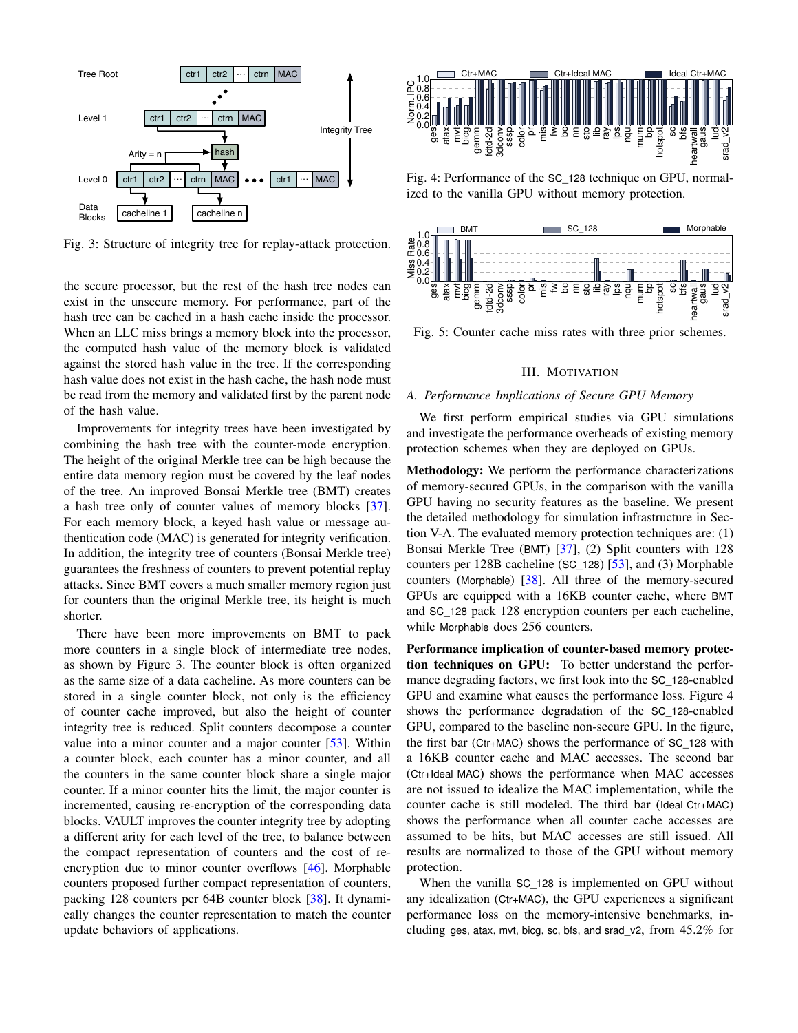Fig. 3: Structure of integrity tree for replay-attack protection.

the secure processor, but the rest of the hash tree nodes can exist in the unsecure memory. For performance, part of the hash tree can be cached in a hash cache inside the processor. When an LLC miss brings a memory block into the processor, the computed hash value of the memory block is validated against the stored hash value in the tree. If the corresponding hash value does not exist in the hash cache, the hash node must be read from the memory and validated first by the parent node of the hash value.

Improvements for integrity trees have been investigated by combining the hash tree with the counter-mode encryption. The height of the original Merkle tree can be high because the entire data memory region must be covered by the leaf nodes of the tree. An improved Bonsai Merkle tree (BMT) creates a hash tree only of counter values of memory blocks [37]. For each memory block, a keyed hash value or message authentication code (MAC) is generated for integrity verification. In addition, the integrity tree of counters (Bonsai Merkle tree) guarantees the freshness of counters to prevent potential replay attacks. Since BMT covers a much smaller memory region just for counters than the original Merkle tree, its height is much shorter.

There have been more improvements on BMT to pack more counters in a single block of intermediate tree nodes, as shown by Figure 3. The counter block is often organized as the same size of a data cacheline. As more counters can be stored in a single counter block, not only is the efficiency of counter cache improved, but also the height of counter integrity tree is reduced. Split counters decompose a counter value into a minor counter and a major counter [53]. Within a counter block, each counter has a minor counter, and all the counters in the same counter block share a single major counter. If a minor counter hits the limit, the major counter is incremented, causing re-encryption of the corresponding data blocks. VAULT improves the counter integrity tree by adopting a different arity for each level of the tree, to balance between the compact representation of counters and the cost of re-encryption due to minor counter overflows [46]. Morphable counters proposed further compact representation of counters, packing 128 counters per 64B counter block [38]. It dynamically changes the counter representation to match the counter update behaviors of applications.

Fig. 4: Performance of the SC_128 technique on GPU, normalized to the vanilla GPU without memory protection.

Fig. 5: Counter cache miss rates with three prior schemes.

## III. Motivation

### A. Performance Implications of Secure GPU Memory

We first perform empirical studies via GPU simulations and investigate the performance overheads of existing memory protection schemes when they are deployed on GPUs.

**Methodology:** We perform the performance characterizations of memory-secured GPUs, in the comparison with the vanilla GPU having no security features as the baseline. We present the detailed methodology for simulation infrastructure in Section V-A. The evaluated memory protection techniques are: (1) Bonsai Merkle Tree (BMT) [37], (2) Split counters with 128 counters per 128B cacheline (SC_128) [53], and (3) Morphable counters (Morphable) [38]. All three of the memory-secured GPUs are equipped with a 16KB counter cache, where BMT and SC_128 pack 128 encryption counters per each cacheline, while Morphable does 256 counters.

**Performance implication of counter-based memory protection techniques on GPU:** To better understand the performance degrading factors, we first look into the SC_128-enabled GPU and examine what causes the performance loss. Figure 4 shows the performance degradation of the SC_128-enabled GPU, compared to the baseline non-secure GPU. In the figure, the first bar (Ctr+MAC) shows the performance of SC_128 with a 16KB counter cache and MAC accesses. The second bar (Ctr+Ideal MAC) shows the performance when MAC accesses are not issued to idealize the MAC implementation, while the counter cache is still modeled. The third bar (Ideal Ctr+MAC) shows the performance when all counter cache accesses are assumed to be hits, but MAC accesses are still issued. All results are normalized to those of the GPU without memory protection.

When the vanilla SC_128 is implemented on GPU without any idealization (Ctr+MAC), the GPU experiences a significant performance loss on the memory-intensive benchmarks, including ges, atax, mvt, bicg, sc, bfs, and srad_v2, from 45.2% for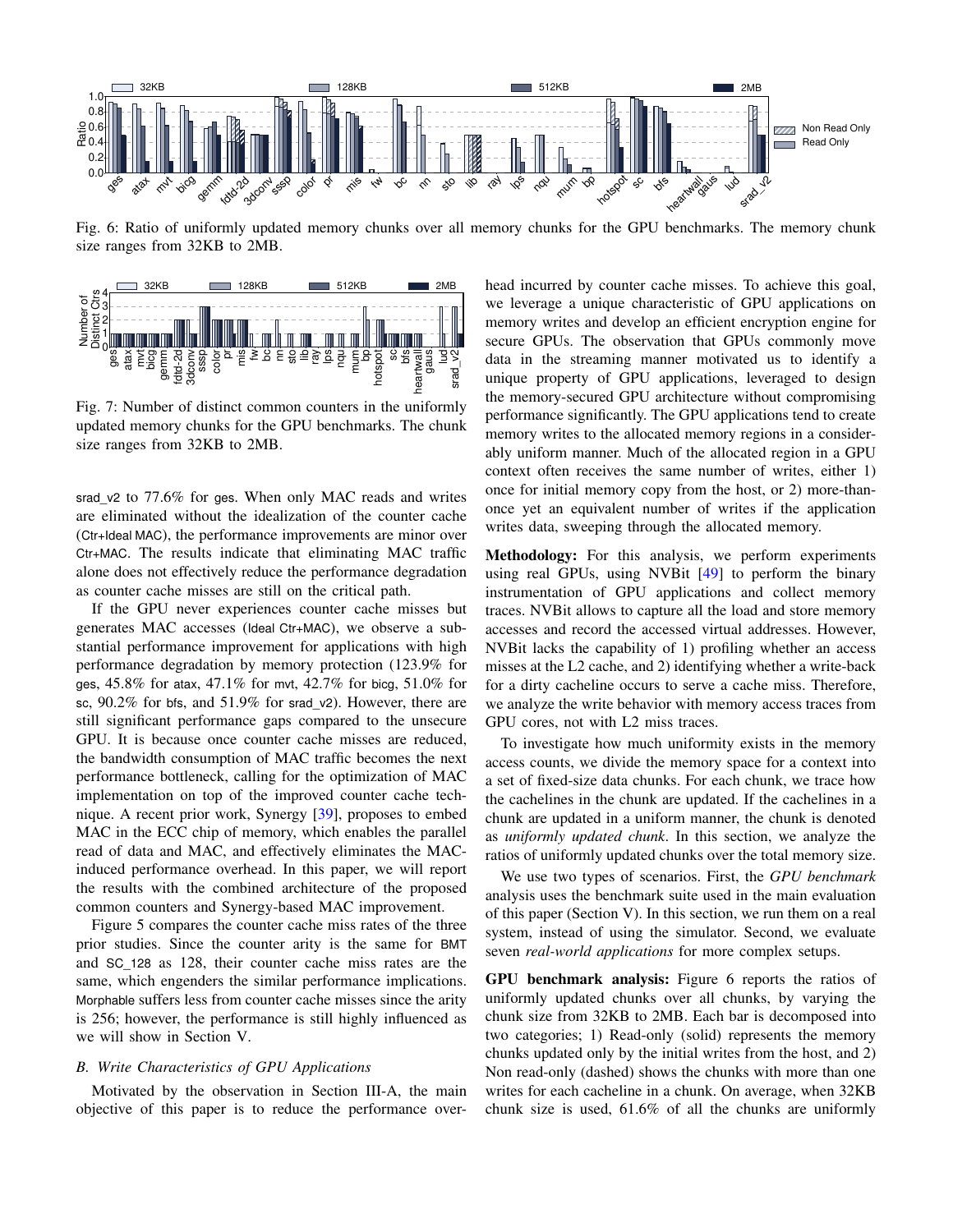Fig. 6: Ratio of uniformly updated memory chunks over all memory chunks for the GPU benchmarks. The memory chunk size ranges from 32KB to 2MB.

Fig. 7: Number of distinct common counters in the uniformly updated memory chunks for the GPU benchmarks. The chunk size ranges from 32KB to 2MB.

srad_v2 to 77.6% for ges. When only MAC reads and writes are eliminated without the idealization of the counter cache (Ctr+Ideal MAC), the performance improvements are minor over Ctr+MAC. The results indicate that eliminating MAC traffic alone does not effectively reduce the performance degradation as counter cache misses are still on the critical path.

If the GPU never experiences counter cache misses but generates MAC accesses (Ideal Ctr+MAC), we observe a substantial performance improvement for applications with high performance degradation by memory protection (123.9% for ges, 45.8% for atax, 47.1% for mvt, 42.7% for bicg, 51.0% for sc, 90.2% for bfs, and 51.9% for srad_v2). However, there are still significant performance gaps compared to the unsecure GPU. It is because once counter cache misses are reduced, the bandwidth consumption of MAC traffic becomes the next performance bottleneck, calling for the optimization of MAC implementation on top of the improved counter cache technique. A recent prior work, Synergy [39], proposes to embed MAC in the ECC chip of memory, which enables the parallel read of data and MAC, and effectively eliminates the MAC-induced performance overhead. In this paper, we will report the results with the combined architecture of the proposed common counters and Synergy-based MAC improvement.

Figure 5 compares the counter cache miss rates of the three prior studies. Since the counter arity is the same for BMT and SC_128 as 128, their counter cache miss rates are the same, which engenders the similar performance implications. Morphable suffers less from counter cache misses since the arity is 256; however, the performance is still highly influenced as we will show in Section V.

### B. Write Characteristics of GPU Applications

Motivated by the observation in Section III-A, the main objective of this paper is to reduce the performance overhead incurred by counter cache misses. To achieve this goal, we leverage a unique characteristic of GPU applications on memory writes and develop an efficient encryption engine for secure GPUs. The observation that GPUs commonly move data in the streaming manner motivated us to identify a unique property of GPU applications, leveraged to design the memory-secured GPU architecture without compromising performance significantly. The GPU applications tend to create memory writes to the allocated memory regions in a considerably uniform manner. Much of the allocated region in a GPU context often receives the same number of writes, either 1) once for initial memory copy from the host, or 2) more-than-once yet an equivalent number of writes if the application writes data, sweeping through the allocated memory.

**Methodology:** For this analysis, we perform experiments using real GPUs, using NVBit [49] to perform the binary instrumentation of GPU applications and collect memory traces. NVBit allows to capture all the load and store memory accesses and record the accessed virtual addresses. However, NVBit lacks the capability of 1) profiling whether an access misses at the L2 cache, and 2) identifying whether a write-back for a dirty cacheline occurs to serve a cache miss. Therefore, we analyze the write behavior with memory access traces from GPU cores, not with L2 miss traces.

To investigate how much uniformity exists in the memory access counts, we divide the memory space for a context into a set of fixed-size data chunks. For each chunk, we trace how the cachelines in the chunk are updated. If the cachelines in a chunk are updated in a uniform manner, the chunk is denoted as *uniformly updated chunk*. In this section, we analyze the ratios of uniformly updated chunks over the total memory size.

We use two types of scenarios. First, the *GPU benchmark* analysis uses the benchmark suite used in the main evaluation of this paper (Section V). In this section, we run them on a real system, instead of using the simulator. Second, we evaluate seven *real-world applications* for more complex setups.

**GPU benchmark analysis:** Figure 6 reports the ratios of uniformly updated chunks over all chunks, by varying the chunk size from 32KB to 2MB. Each bar is decomposed into two categories; 1) Read-only (solid) represents the memory chunks updated only by the initial writes from the host, and 2) Non read-only (dashed) shows the chunks with more than one writes for each cacheline in a chunk. On average, when 32KB chunk size is used, 61.6% of all the chunks are uniformly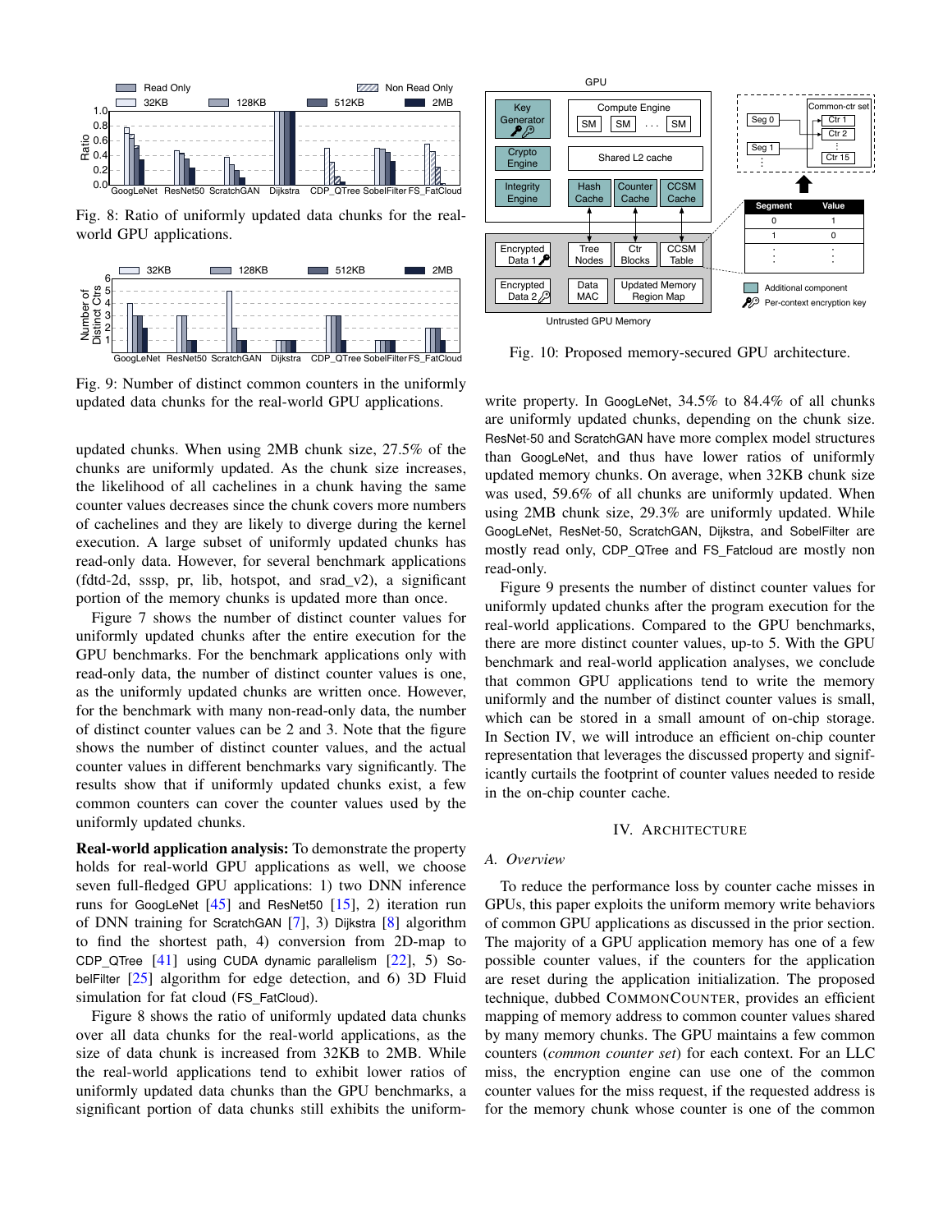Fig. 8: Ratio of uniformly updated data chunks for the real-world GPU applications.

Fig. 9: Number of distinct common counters in the uniformly updated data chunks for the real-world GPU applications.

updated chunks. When using 2MB chunk size, 27.5% of the chunks are uniformly updated. As the chunk size increases, the likelihood of all cachelines in a chunk having the same counter values decreases since the chunk covers more numbers of cachelines and they are likely to diverge during the kernel execution. A large subset of uniformly updated chunks has read-only data. However, for several benchmark applications (fdtd-2d, sssp, pr, lib, hotspot, and srad_v2), a significant portion of the memory chunks is updated more than once.

Figure 7 shows the number of distinct counter values for uniformly updated chunks after the entire execution for the GPU benchmarks. For the benchmark applications only with read-only data, the number of distinct counter values is one, as the uniformly updated chunks are written once. However, for the benchmark with many non-read-only data, the number of distinct counter values can be 2 and 3. Note that the figure shows the number of distinct counter values, and the actual counter values in different benchmarks vary significantly. The results show that if uniformly updated chunks exist, a few common counters can cover the counter values used by the uniformly updated chunks.

**Real-world application analysis:** To demonstrate the property holds for real-world GPU applications as well, we choose seven full-fledged GPU applications: 1) two DNN inference runs for GoogLeNet [45] and ResNet50 [15], 2) iteration run of DNN training for ScratchGAN [7], 3) Dijkstra [8] algorithm to find the shortest path, 4) conversion from 2D-map to CDP_QTree [41] using CUDA dynamic parallelism [22], 5) SobelFilter [25] algorithm for edge detection, and 6) 3D Fluid simulation for fat cloud (FS_FatCloud).

Figure 8 shows the ratio of uniformly updated data chunks over all data chunks for the real-world applications, as the size of data chunk is increased from 32KB to 2MB. While the real-world applications tend to exhibit lower ratios of uniformly updated data chunks than the GPU benchmarks, a significant portion of data chunks still exhibits the uniform-write property. In GoogLeNet, 34.5% to 84.4% of all chunks are uniformly updated chunks, depending on the chunk size. ResNet-50 and ScratchGAN have more complex model structures than GoogLeNet, and thus have lower ratios of uniformly updated memory chunks. On average, when 32KB chunk size was used, 59.6% of all chunks are uniformly updated. When using 2MB chunk size, 29.3% are uniformly updated. While GoogLeNet, ResNet-50, ScratchGAN, Dijkstra, and SobelFilter are mostly read only, CDP_QTree and FS_Fatcloud are mostly non read-only.

Figure 9 presents the number of distinct counter values for uniformly updated chunks after the program execution for the real-world applications. Compared to the GPU benchmarks, there are more distinct counter values, up-to 5. With the GPU benchmark and real-world application analyses, we conclude that common GPU applications tend to write the memory uniformly and the number of distinct counter values is small, which can be stored in a small amount of on-chip storage. In Section IV, we will introduce an efficient on-chip counter representation that leverages the discussed property and significantly curtails the footprint of counter values needed to reside in the on-chip counter cache.

Fig. 10: Proposed memory-secured GPU architecture.

## IV. Architecture

### A. Overview

To reduce the performance loss by counter cache misses in GPUs, this paper exploits the uniform memory write behaviors of common GPU applications as discussed in the prior section. The majority of a GPU application memory has one of a few possible counter values, if the counters for the application are reset during the application initialization. The proposed technique, dubbed CommonCounter, provides an efficient mapping of memory address to common counter values shared by many memory chunks. The GPU maintains a few common counters (*common counter set*) for each context. For an LLC miss, the encryption engine can use one of the common counter values for the miss request, if the requested address is for the memory chunk whose counter is one of the common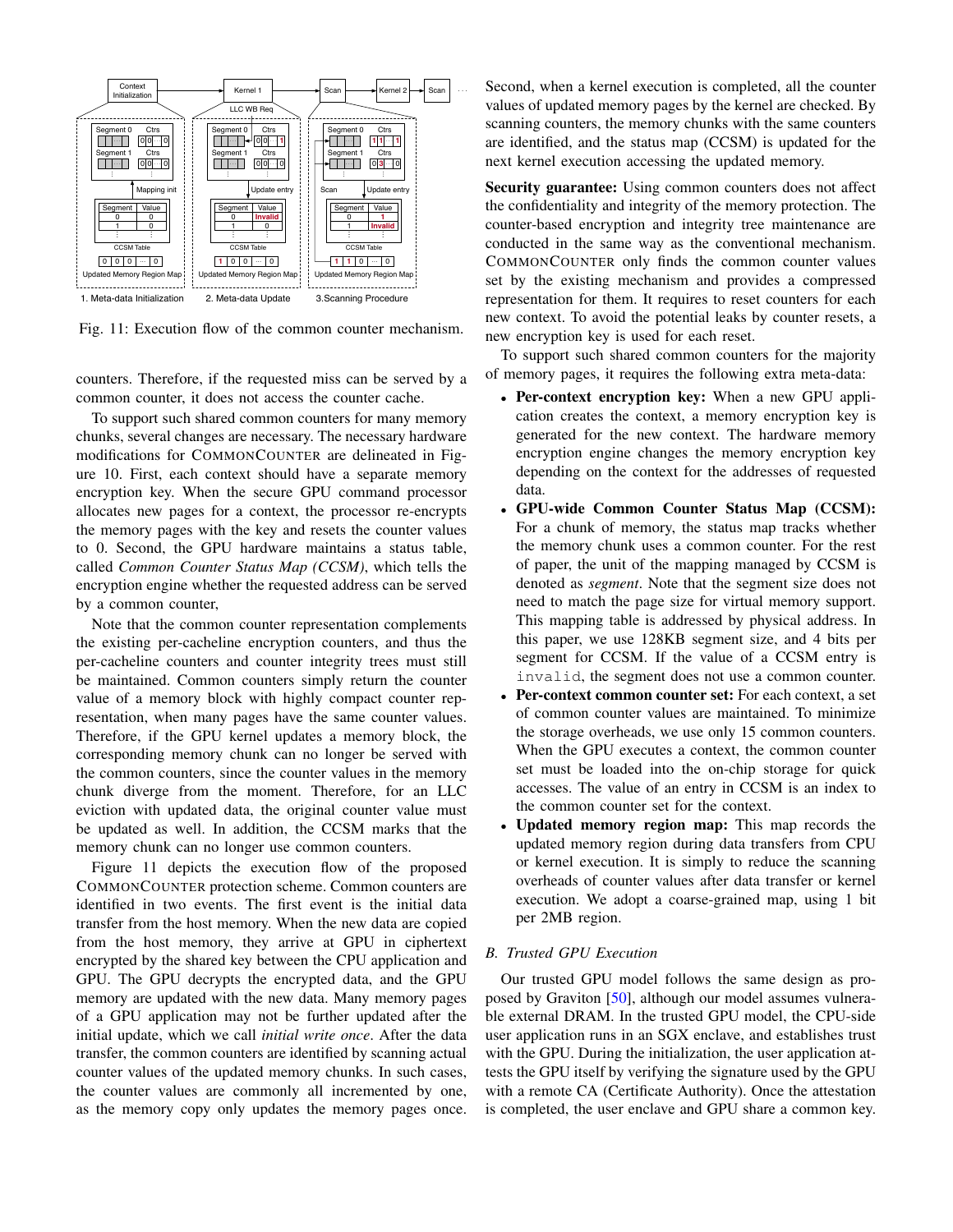Fig. 11: Execution flow of the common counter mechanism.

counters. Therefore, if the requested miss can be served by a common counter, it does not access the counter cache.

To support such shared common counters for many memory chunks, several changes are necessary. The necessary hardware modifications for COMMONCOUNTER are delineated in Figure 10. First, each context should have a separate memory encryption key. When the secure GPU command processor allocates new pages for a context, the processor re-encrypts the memory pages with the key and resets the counter values to 0. Second, the GPU hardware maintains a status table, called *Common Counter Status Map (CCSM)*, which tells the encryption engine whether the requested address can be served by a common counter,

Note that the common counter representation complements the existing per-cacheline encryption counters, and thus the per-cacheline counters and counter integrity trees must still be maintained. Common counters simply return the counter value of a memory block with highly compact counter representation, when many pages have the same counter values. Therefore, if the GPU kernel updates a memory block, the corresponding memory chunk can no longer be served with the common counters, since the counter values in the memory chunk diverge from the moment. Therefore, for an LLC eviction with updated data, the original counter value must be updated as well. In addition, the CCSM marks that the memory chunk can no longer use common counters.

Figure 11 depicts the execution flow of the proposed COMMONCOUNTER protection scheme. Common counters are identified in two events. The first event is the initial data transfer from the host memory. When the new data are copied from the host memory, they arrive at GPU in ciphertext encrypted by the shared key between the CPU application and GPU. The GPU decrypts the encrypted data, and the GPU memory are updated with the new data. Many memory pages of a GPU application may not be further updated after the initial update, which we call *initial write once*. After the data transfer, the common counters are identified by scanning actual counter values of the updated memory chunks. In such cases, the counter values are commonly all incremented by one, as the memory copy only updates the memory pages once. Second, when a kernel execution is completed, all the counter values of updated memory pages by the kernel are checked. By scanning counters, the memory chunks with the same counters are identified, and the status map (CCSM) is updated for the next kernel execution accessing the updated memory.

**Security guarantee:** Using common counters does not affect the confidentiality and integrity of the memory protection. The counter-based encryption and integrity tree maintenance are conducted in the same way as the conventional mechanism. COMMONCOUNTER only finds the common counter values set by the existing mechanism and provides a compressed representation for them. It requires to reset counters for each new context. To avoid the potential leaks by counter resets, a new encryption key is used for each reset.

To support such shared common counters for the majority of memory pages, it requires the following extra meta-data:

- **Per-context encryption key:** When a new GPU application creates the context, a memory encryption key is generated for the new context. The hardware memory encryption engine changes the memory encryption key depending on the context for the addresses of requested data.
- **GPU-wide Common Counter Status Map (CCSM):** For a chunk of memory, the status map tracks whether the memory chunk uses a common counter. For the rest of paper, the unit of the mapping managed by CCSM is denoted as *segment*. Note that the segment size does not need to match the page size for virtual memory support. This mapping table is addressed by physical address. In this paper, we use 128KB segment size, and 4 bits per segment for CCSM. If the value of a CCSM entry is `invalid`, the segment does not use a common counter.
- **Per-context common counter set:** For each context, a set of common counter values are maintained. To minimize the storage overheads, we use only 15 common counters. When the GPU executes a context, the common counter set must be loaded into the on-chip storage for quick accesses. The value of an entry in CCSM is an index to the common counter set for the context.
- **Updated memory region map:** This map records the updated memory region during data transfers from CPU or kernel execution. It is simply to reduce the scanning overheads of counter values after data transfer or kernel execution. We adopt a coarse-grained map, using 1 bit per 2MB region.

### B. Trusted GPU Execution

Our trusted GPU model follows the same design as proposed by Graviton [50], although our model assumes vulnerable external DRAM. In the trusted GPU model, the CPU-side user application runs in an SGX enclave, and establishes trust with the GPU. During the initialization, the user application attests the GPU itself by verifying the signature used by the GPU with a remote CA (Certificate Authority). Once the attestation is completed, the user enclave and GPU share a common key.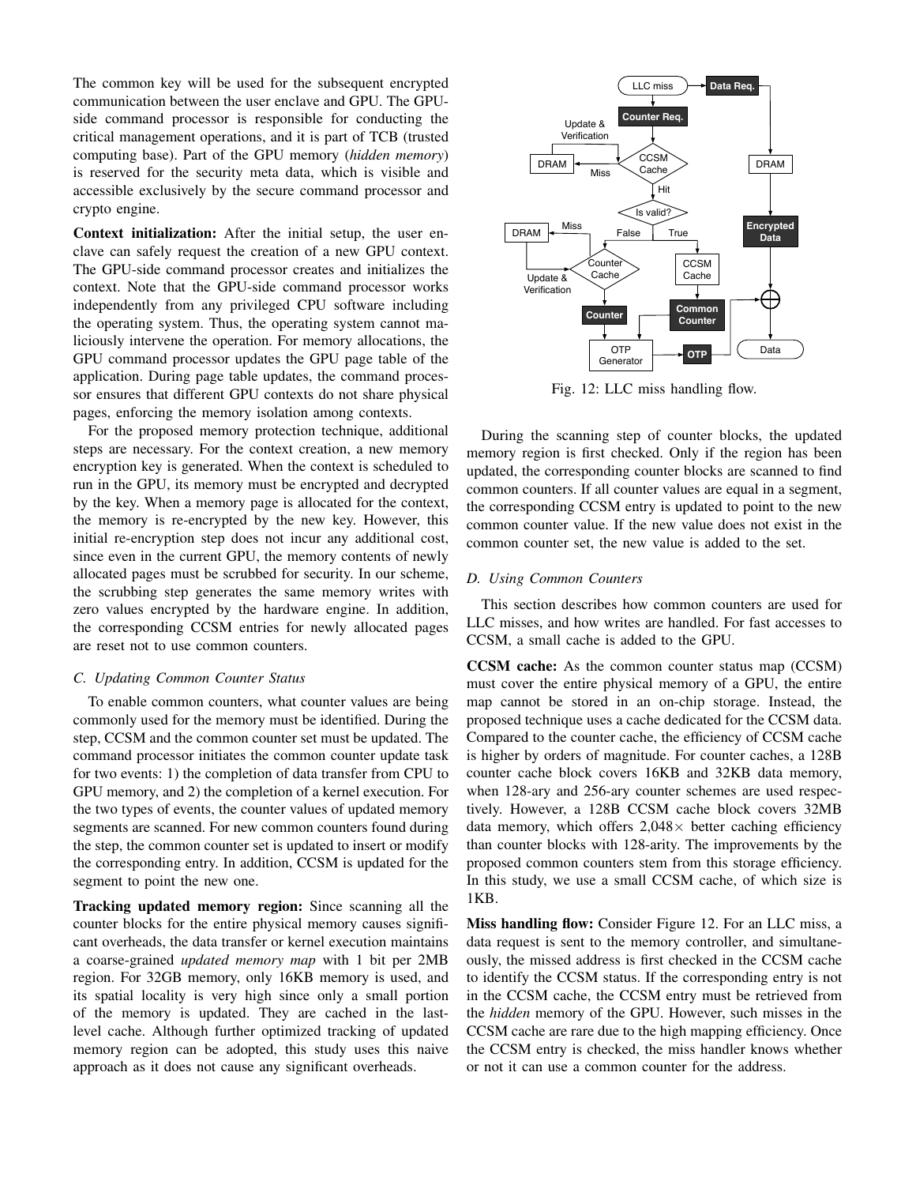The common key will be used for the subsequent encrypted communication between the user enclave and GPU. The GPU-side command processor is responsible for conducting the critical management operations, and it is part of TCB (trusted computing base). Part of the GPU memory (*hidden memory*) is reserved for the security meta data, which is visible and accessible exclusively by the secure command processor and crypto engine.

**Context initialization:** After the initial setup, the user enclave can safely request the creation of a new GPU context. The GPU-side command processor creates and initializes the context. Note that the GPU-side command processor works independently from any privileged CPU software including the operating system. Thus, the operating system cannot maliciously intervene the operation. For memory allocations, the GPU command processor updates the GPU page table of the application. During page table updates, the command processor ensures that different GPU contexts do not share physical pages, enforcing the memory isolation among contexts.

For the proposed memory protection technique, additional steps are necessary. For the context creation, a new memory encryption key is generated. When the context is scheduled to run in the GPU, its memory must be encrypted and decrypted by the key. When a memory page is allocated for the context, the memory is re-encrypted by the new key. However, this initial re-encryption step does not incur any additional cost, since even in the current GPU, the memory contents of newly allocated pages must be scrubbed for security. In our scheme, the scrubbing step generates the same memory writes with zero values encrypted by the hardware engine. In addition, the corresponding CCSM entries for newly allocated pages are reset not to use common counters.

### C. Updating Common Counter Status

To enable common counters, what counter values are being commonly used for the memory must be identified. During the step, CCSM and the common counter set must be updated. The command processor initiates the common counter update task for two events: 1) the completion of data transfer from CPU to GPU memory, and 2) the completion of a kernel execution. For the two types of events, the counter values of updated memory segments are scanned. For new common counters found during the step, the common counter set is updated to insert or modify the corresponding entry. In addition, CCSM is updated for the segment to point the new one.

**Tracking updated memory region:** Since scanning all the counter blocks for the entire physical memory causes significant overheads, the data transfer or kernel execution maintains a coarse-grained *updated memory map* with 1 bit per 2MB region. For 32GB memory, only 16KB memory is used, and its spatial locality is very high since only a small portion of the memory is updated. They are cached in the last-level cache. Although further optimized tracking of updated memory region can be adopted, this study uses this naive approach as it does not cause any significant overheads.

Fig. 12: LLC miss handling flow.

During the scanning step of counter blocks, the updated memory region is first checked. Only if the region has been updated, the corresponding counter blocks are scanned to find common counters. If all counter values are equal in a segment, the corresponding CCSM entry is updated to point to the new common counter value. If the new value does not exist in the common counter set, the new value is added to the set.

### D. Using Common Counters

This section describes how common counters are used for LLC misses, and how writes are handled. For fast accesses to CCSM, a small cache is added to the GPU.

**CCSM cache:** As the common counter status map (CCSM) must cover the entire physical memory of a GPU, the entire map cannot be stored in an on-chip storage. Instead, the proposed technique uses a cache dedicated for the CCSM data. Compared to the counter cache, the efficiency of CCSM cache is higher by orders of magnitude. For counter caches, a 128B counter cache block covers 16KB and 32KB data memory, when 128-ary and 256-ary counter schemes are used respectively. However, a 128B CCSM cache block covers 32MB data memory, which offers 2,048× better caching efficiency than counter blocks with 128-arity. The improvements by the proposed common counters stem from this storage efficiency. In this study, we use a small CCSM cache, of which size is 1KB.

**Miss handling flow:** Consider Figure 12. For an LLC miss, a data request is sent to the memory controller, and simultaneously, the missed address is first checked in the CCSM cache to identify the CCSM status. If the corresponding entry is not in the CCSM cache, the CCSM entry must be retrieved from the *hidden* memory of the GPU. However, such misses in the CCSM cache are rare due to the high mapping efficiency. Once the CCSM entry is checked, the miss handler knows whether or not it can use a common counter for the address.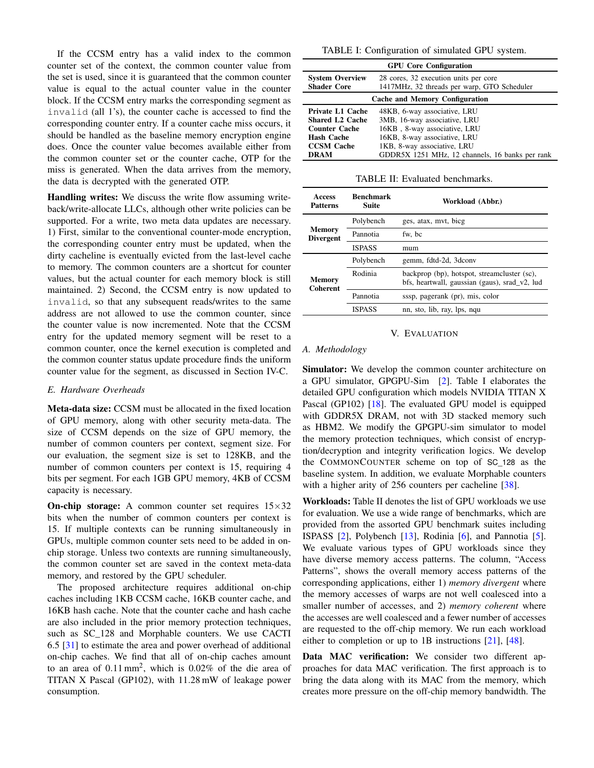If the CCSM entry has a valid index to the common counter set of the context, the common counter value from the set is used, since it is guaranteed that the common counter value is equal to the actual counter value in the counter block. If the CCSM entry marks the corresponding segment as `invalid` (all 1's), the counter cache is accessed to find the corresponding counter entry. If a counter cache miss occurs, it should be handled as the baseline memory encryption engine does. Once the counter value becomes available either from the common counter set or the counter cache, OTP for the miss is generated. When the data arrives from the memory, the data is decrypted with the generated OTP.

**Handling writes:** We discuss the write flow assuming write-back/write-allocate LLCs, although other write policies can be supported. For a write, two meta data updates are necessary. 1) First, similar to the conventional counter-mode encryption, the corresponding counter entry must be updated, when the dirty cacheline is eventually evicted from the last-level cache to memory. The common counters are a shortcut for counter values, but the actual counter for each memory block is still maintained. 2) Second, the CCSM entry is now updated to `invalid`, so that any subsequent reads/writes to the same address are not allowed to use the common counter, since the counter value is now incremented. Note that the CCSM entry for the updated memory segment will be reset to a common counter, once the kernel execution is completed and the common counter status update procedure finds the uniform counter value for the segment, as discussed in Section IV-C.

### E. Hardware Overheads

**Meta-data size:** CCSM must be allocated in the fixed location of GPU memory, along with other security meta-data. The size of CCSM depends on the size of GPU memory, the number of common counters per context, segment size. For our evaluation, the segment size is set to 128KB, and the number of common counters per context is 15, requiring 4 bits per segment. For each 1GB GPU memory, 4KB of CCSM capacity is necessary.

**On-chip storage:** A common counter set requires $15 \times 32$ bits when the number of common counters per context is 15. If multiple contexts can be running simultaneously in GPUs, multiple common counter sets need to be added in on-chip storage. Unless two contexts are running simultaneously, the common counter set are saved in the context meta-data memory, and restored by the GPU scheduler.

The proposed architecture requires additional on-chip caches including 1KB CCSM cache, 16KB counter cache, and 16KB hash cache. Note that the counter cache and hash cache are also included in the prior memory protection techniques, such as SC_128 and Morphable counters. We use CACTI 6.5 [31] to estimate the area and power overhead of additional on-chip caches. We find that all of on-chip caches amount to an area of $0.11\,\text{mm}^2$, which is 0.02% of the die area of TITAN X Pascal (GP102), with 11.28 mW of leakage power consumption.

TABLE I: Configuration of simulated GPU system.

| **GPU Core Configuration** | |
|---|---|
| **System Overview** | 28 cores, 32 execution units per core |
| **Shader Core** | 1417MHz, 32 threads per warp, GTO Scheduler |
| **Cache and Memory Configuration** | |
| **Private L1 Cache** | 48KB, 6-way associative, LRU |
| **Shared L2 Cache** | 3MB, 16-way associative, LRU |
| **Counter Cache** | 16KB , 8-way associative, LRU |
| **Hash Cache** | 16KB, 8-way associative, LRU |
| **CCSM Cache** | 1KB, 8-way associative, LRU |
| **DRAM** | GDDR5X 1251 MHz, 12 channels, 16 banks per rank |

TABLE II: Evaluated benchmarks.

| Access Patterns | Benchmark Suite | Workload (Abbr.) |
|---|---|---|
| Memory Divergent | Polybench | ges, atax, mvt, bicg |
| | Pannotia | fw, bc |
| | ISPASS | mum |
| Memory Coherent | Polybench | gemm, fdtd-2d, 3dconv |
| | Rodinia | backprop (bp), hotspot, streamcluster (sc), bfs, heartwall, gaussian (gaus), srad_v2, lud |
| | Pannotia | sssp, pagerank (pr), mis, color |
| | ISPASS | nn, sto, lib, ray, lps, nqu |

## V. Evaluation

### A. Methodology

**Simulator:** We develop the common counter architecture on a GPU simulator, GPGPU-Sim [2]. Table I elaborates the detailed GPU configuration which models NVIDIA TITAN X Pascal (GP102) [18]. The evaluated GPU model is equipped with GDDR5X DRAM, not with 3D stacked memory such as HBM2. We modify the GPGPU-sim simulator to model the memory protection techniques, which consist of encryption/decryption and integrity verification logics. We develop the CommonCounter scheme on top of `SC_128` as the baseline system. In addition, we evaluate Morphable counters with a higher arity of 256 counters per cacheline [38].

**Workloads:** Table II denotes the list of GPU workloads we use for evaluation. We use a wide range of benchmarks, which are provided from the assorted GPU benchmark suites including ISPASS [2], Polybench [13], Rodinia [6], and Pannotia [5]. We evaluate various types of GPU workloads since they have diverse memory access patterns. The column, "Access Patterns", shows the overall memory access patterns of the corresponding applications, either 1) *memory divergent* where the memory accesses of warps are not well coalesced into a smaller number of accesses, and 2) *memory coherent* where the accesses are well coalesced and a fewer number of accesses are requested to the off-chip memory. We run each workload either to completion or up to 1B instructions [21], [48].

**Data MAC verification:** We consider two different approaches for data MAC verification. The first approach is to bring the data along with its MAC from the memory, which creates more pressure on the off-chip memory bandwidth. The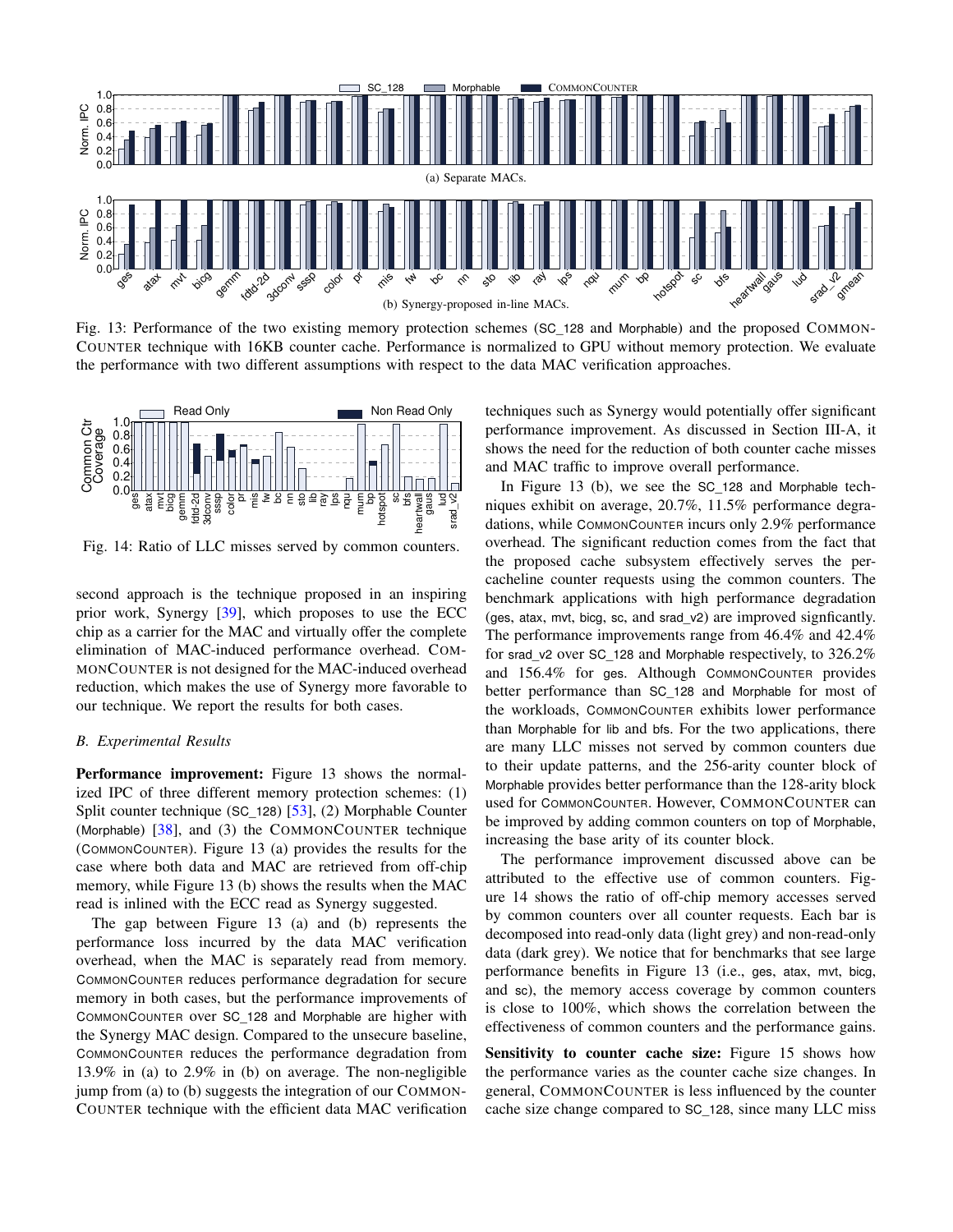Fig. 13: Performance of the two existing memory protection schemes (SC_128 and Morphable) and the proposed COMMONCOUNTER technique with 16KB counter cache. Performance is normalized to GPU without memory protection. We evaluate the performance with two different assumptions with respect to the data MAC verification approaches.

Fig. 14: Ratio of LLC misses served by common counters.

second approach is the technique proposed in an inspiring prior work, Synergy [39], which proposes to use the ECC chip as a carrier for the MAC and virtually offer the complete elimination of MAC-induced performance overhead. COMMONCOUNTER is not designed for the MAC-induced overhead reduction, which makes the use of Synergy more favorable to our technique. We report the results for both cases.

### B. Experimental Results

**Performance improvement:** Figure 13 shows the normalized IPC of three different memory protection schemes: (1) Split counter technique (SC_128) [53], (2) Morphable Counter (Morphable) [38], and (3) the COMMONCOUNTER technique (COMMONCOUNTER). Figure 13 (a) provides the results for the case where both data and MAC are retrieved from off-chip memory, while Figure 13 (b) shows the results when the MAC read is inlined with the ECC read as Synergy suggested.

The gap between Figure 13 (a) and (b) represents the performance loss incurred by the data MAC verification overhead, when the MAC is separately read from memory. COMMONCOUNTER reduces performance degradation for secure memory in both cases, but the performance improvements of COMMONCOUNTER over SC_128 and Morphable are higher with the Synergy MAC design. Compared to the unsecure baseline, COMMONCOUNTER reduces the performance degradation from 13.9% in (a) to 2.9% in (b) on average. The non-negligible jump from (a) to (b) suggests the integration of our COMMONCOUNTER technique with the efficient data MAC verification techniques such as Synergy would potentially offer significant performance improvement. As discussed in Section III-A, it shows the need for the reduction of both counter cache misses and MAC traffic to improve overall performance.

In Figure 13 (b), we see the SC_128 and Morphable techniques exhibit on average, 20.7%, 11.5% performance degradations, while COMMONCOUNTER incurs only 2.9% performance overhead. The significant reduction comes from the fact that the proposed cache subsystem effectively serves the per-cacheline counter requests using the common counters. The benchmark applications with high performance degradation (ges, atax, mvt, bicg, sc, and srad_v2) are improved signficantly. The performance improvements range from 46.4% and 42.4% for srad_v2 over SC_128 and Morphable respectively, to 326.2% and 156.4% for ges. Although COMMONCOUNTER provides better performance than SC_128 and Morphable for most of the workloads, COMMONCOUNTER exhibits lower performance than Morphable for lib and bfs. For the two applications, there are many LLC misses not served by common counters due to their update patterns, and the 256-arity counter block of Morphable provides better performance than the 128-arity block used for COMMONCOUNTER. However, COMMONCOUNTER can be improved by adding common counters on top of Morphable, increasing the base arity of its counter block.

The performance improvement discussed above can be attributed to the effective use of common counters. Figure 14 shows the ratio of off-chip memory accesses served by common counters over all counter requests. Each bar is decomposed into read-only data (light grey) and non-read-only data (dark grey). We notice that for benchmarks that see large performance benefits in Figure 13 (i.e., ges, atax, mvt, bicg, and sc), the memory access coverage by common counters is close to 100%, which shows the correlation between the effectiveness of common counters and the performance gains.

**Sensitivity to counter cache size:** Figure 15 shows how the performance varies as the counter cache size changes. In general, COMMONCOUNTER is less influenced by the counter cache size change compared to SC_128, since many LLC miss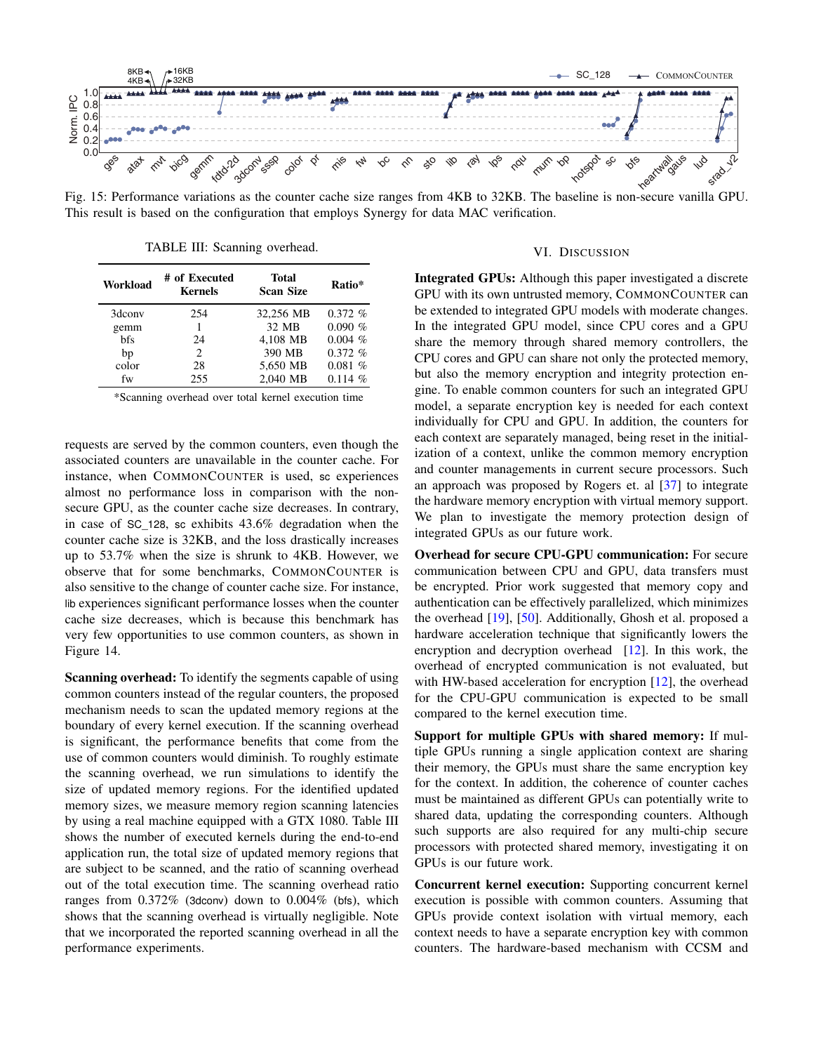Fig. 15: Performance variations as the counter cache size ranges from 4KB to 32KB. The baseline is non-secure vanilla GPU. This result is based on the configuration that employs Synergy for data MAC verification.

TABLE III: Scanning overhead.

| Workload | # of Executed Kernels | Total Scan Size | Ratio* |
|---|---|---|---|
| 3dconv | 254 | 32,256 MB | 0.372 % |
| gemm | 1 | 32 MB | 0.090 % |
| bfs | 24 | 4,108 MB | 0.004 % |
| bp | 2 | 390 MB | 0.372 % |
| color | 28 | 5,650 MB | 0.081 % |
| fw | 255 | 2,040 MB | 0.114 % |

*Scanning overhead over total kernel execution time

requests are served by the common counters, even though the associated counters are unavailable in the counter cache. For instance, when CommonCounter is used, sc experiences almost no performance loss in comparison with the non-secure GPU, as the counter cache size decreases. In contrary, in case of SC_128, sc exhibits 43.6% degradation when the counter cache size is 32KB, and the loss drastically increases up to 53.7% when the size is shrunk to 4KB. However, we observe that for some benchmarks, CommonCounter is also sensitive to the change of counter cache size. For instance, lib experiences significant performance losses when the counter cache size decreases, which is because this benchmark has very few opportunities to use common counters, as shown in Figure 14.

**Scanning overhead:** To identify the segments capable of using common counters instead of the regular counters, the proposed mechanism needs to scan the updated memory regions at the boundary of every kernel execution. If the scanning overhead is significant, the performance benefits that come from the use of common counters would diminish. To roughly estimate the scanning overhead, we run simulations to identify the size of updated memory regions. For the identified updated memory sizes, we measure memory region scanning latencies by using a real machine equipped with a GTX 1080. Table III shows the number of executed kernels during the end-to-end application run, the total size of updated memory regions that are subject to be scanned, and the ratio of scanning overhead out of the total execution time. The scanning overhead ratio ranges from 0.372% (3dconv) down to 0.004% (bfs), which shows that the scanning overhead is virtually negligible. Note that we incorporated the reported scanning overhead in all the performance experiments.

## VI. Discussion

**Integrated GPUs:** Although this paper investigated a discrete GPU with its own untrusted memory, CommonCounter can be extended to integrated GPU models with moderate changes. In the integrated GPU model, since CPU cores and a GPU share the memory through shared memory controllers, the CPU cores and GPU can share not only the protected memory, but also the memory encryption and integrity protection engine. To enable common counters for such an integrated GPU model, a separate encryption key is needed for each context individually for CPU and GPU. In addition, the counters for each context are separately managed, being reset in the initialization of a context, unlike the common memory encryption and counter managements in current secure processors. Such an approach was proposed by Rogers et. al [37] to integrate the hardware memory encryption with virtual memory support. We plan to investigate the memory protection design of integrated GPUs as our future work.

**Overhead for secure CPU-GPU communication:** For secure communication between CPU and GPU, data transfers must be encrypted. Prior work suggested that memory copy and authentication can be effectively parallelized, which minimizes the overhead [19], [50]. Additionally, Ghosh et al. proposed a hardware acceleration technique that significantly lowers the encryption and decryption overhead [12]. In this work, the overhead of encrypted communication is not evaluated, but with HW-based acceleration for encryption [12], the overhead for the CPU-GPU communication is expected to be small compared to the kernel execution time.

**Support for multiple GPUs with shared memory:** If multiple GPUs running a single application context are sharing their memory, the GPUs must share the same encryption key for the context. In addition, the coherence of counter caches must be maintained as different GPUs can potentially write to shared data, updating the corresponding counters. Although such supports are also required for any multi-chip secure processors with protected shared memory, investigating it on GPUs is our future work.

**Concurrent kernel execution:** Supporting concurrent kernel execution is possible with common counters. Assuming that GPUs provide context isolation with virtual memory, each context needs to have a separate encryption key with common counters. The hardware-based mechanism with CCSM and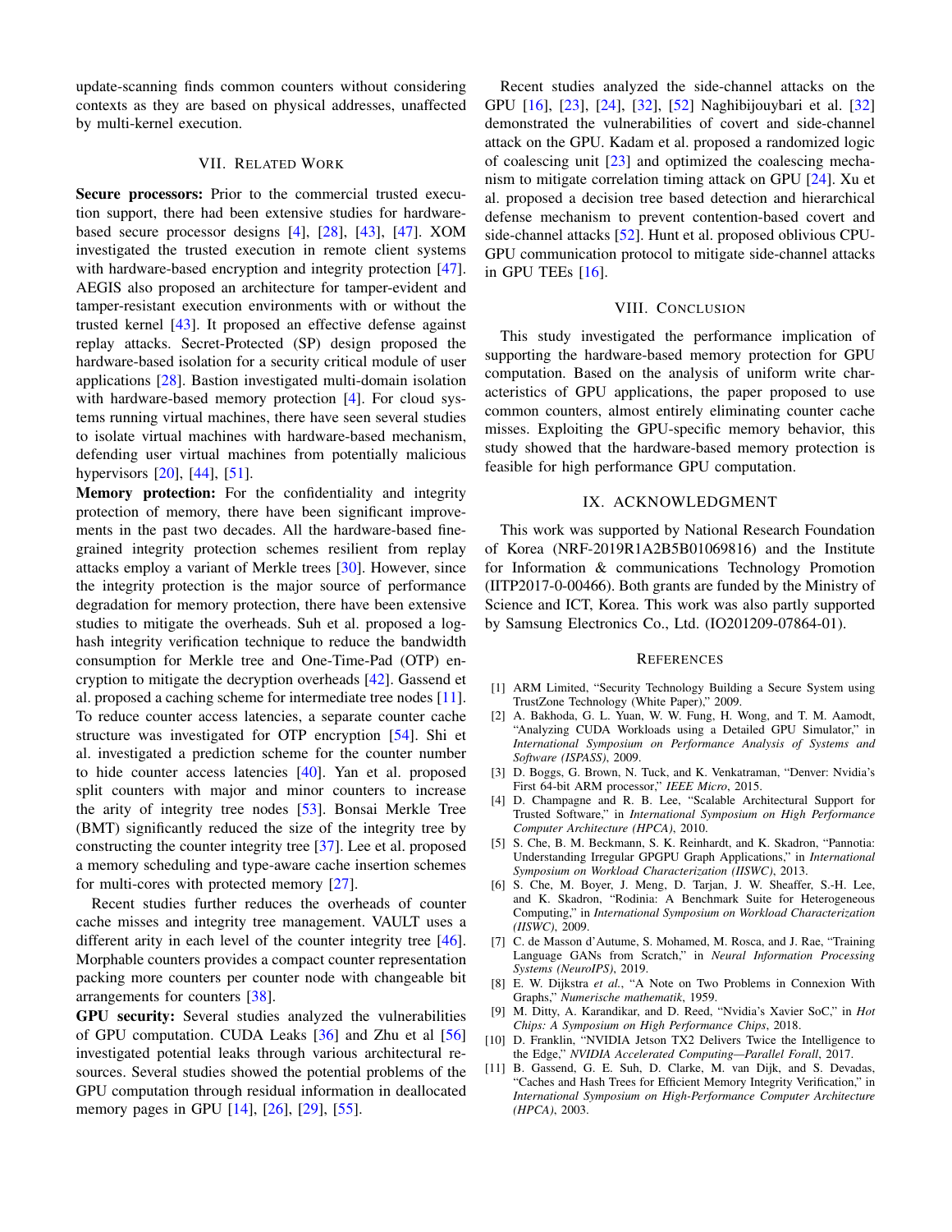update-scanning finds common counters without considering contexts as they are based on physical addresses, unaffected by multi-kernel execution.

## VII. Related Work

**Secure processors:** Prior to the commercial trusted execution support, there had been extensive studies for hardware-based secure processor designs [4], [28], [43], [47]. XOM investigated the trusted execution in remote client systems with hardware-based encryption and integrity protection [47]. AEGIS also proposed an architecture for tamper-evident and tamper-resistant execution environments with or without the trusted kernel [43]. It proposed an effective defense against replay attacks. Secret-Protected (SP) design proposed the hardware-based isolation for a security critical module of user applications [28]. Bastion investigated multi-domain isolation with hardware-based memory protection [4]. For cloud systems running virtual machines, there have seen several studies to isolate virtual machines with hardware-based mechanism, defending user virtual machines from potentially malicious hypervisors [20], [44], [51].

**Memory protection:** For the confidentiality and integrity protection of memory, there have been significant improvements in the past two decades. All the hardware-based fine-grained integrity protection schemes resilient from replay attacks employ a variant of Merkle trees [30]. However, since the integrity protection is the major source of performance degradation for memory protection, there have been extensive studies to mitigate the overheads. Suh et al. proposed a log-hash integrity verification technique to reduce the bandwidth consumption for Merkle tree and One-Time-Pad (OTP) encryption to mitigate the decryption overheads [42]. Gassend et al. proposed a caching scheme for intermediate tree nodes [11]. To reduce counter access latencies, a separate counter cache structure was investigated for OTP encryption [54]. Shi et al. investigated a prediction scheme for the counter number to hide counter access latencies [40]. Yan et al. proposed split counters with major and minor counters to increase the arity of integrity tree nodes [53]. Bonsai Merkle Tree (BMT) significantly reduced the size of the integrity tree by constructing the counter integrity tree [37]. Lee et al. proposed a memory scheduling and type-aware cache insertion schemes for multi-cores with protected memory [27].

Recent studies further reduces the overheads of counter cache misses and integrity tree management. VAULT uses a different arity in each level of the counter integrity tree [46]. Morphable counters provides a compact counter representation packing more counters per counter node with changeable bit arrangements for counters [38].

**GPU security:** Several studies analyzed the vulnerabilities of GPU computation. CUDA Leaks [36] and Zhu et al [56] investigated potential leaks through various architectural resources. Several studies showed the potential problems of the GPU computation through residual information in deallocated memory pages in GPU [14], [26], [29], [55].

Recent studies analyzed the side-channel attacks on the GPU [16], [23], [24], [32], [52] Naghibijouybari et al. [32] demonstrated the vulnerabilities of covert and side-channel attack on the GPU. Kadam et al. proposed a randomized logic of coalescing unit [23] and optimized the coalescing mechanism to mitigate correlation timing attack on GPU [24]. Xu et al. proposed a decision tree based detection and hierarchical defense mechanism to prevent contention-based covert and side-channel attacks [52]. Hunt et al. proposed oblivious CPU-GPU communication protocol to mitigate side-channel attacks in GPU TEEs [16].

## VIII. Conclusion

This study investigated the performance implication of supporting the hardware-based memory protection for GPU computation. Based on the analysis of uniform write characteristics of GPU applications, the paper proposed to use common counters, almost entirely eliminating counter cache misses. Exploiting the GPU-specific memory behavior, this study showed that the hardware-based memory protection is feasible for high performance GPU computation.

## IX. Acknowledgment

This work was supported by National Research Foundation of Korea (NRF-2019R1A2B5B01069816) and the Institute for Information & communications Technology Promotion (IITP2017-0-00466). Both grants are funded by the Ministry of Science and ICT, Korea. This work was also partly supported by Samsung Electronics Co., Ltd. (IO201209-07864-01).

## References

[1] ARM Limited, "Security Technology Building a Secure System using TrustZone Technology (White Paper)," 2009.

[2] A. Bakhoda, G. L. Yuan, W. W. L. Fung, H. Wong, and T. M. Aamodt, "Analyzing CUDA Workloads using a Detailed GPU Simulator," in *International Symposium on Performance Analysis of Systems and Software (ISPASS)*, 2009.

[3] D. Boggs, G. Brown, N. Tuck, and K. Venkatraman, "Denver: Nvidia's First 64-bit ARM processor," *IEEE Micro*, 2015.

[4] D. Champagne and R. B. Lee, "Scalable Architectural Support for Trusted Software," in *International Symposium on High Performance Computer Architecture (HPCA)*, 2010.

[5] S. Che, B. M. Beckmann, S. K. Reinhardt, and K. Skadron, "Pannotia: Understanding Irregular GPGPU Graph Applications," in *International Symposium on Workload Characterization (IISWC)*, 2013.

[6] S. Che, M. Boyer, J. Meng, D. Tarjan, J. W. Sheaffer, S.-H. Lee, and K. Skadron, "Rodinia: A Benchmark Suite for Heterogeneous Computing," in *International Symposium on Workload Characterization (IISWC)*, 2009.

[7] C. de Masson d'Autume, S. Mohamed, M. Rosca, and J. Rae, "Training Language GANs from Scratch," in *Neural Information Processing Systems (NeuroIPS)*, 2019.

[8] E. W. Dijkstra *et al.*, "A Note on Two Problems in Connexion With Graphs," *Numerische mathematik*, 1959.

[9] M. Ditty, A. Karandikar, and D. Reed, "Nvidia's Xavier SoC," in *Hot Chips: A Symposium on High Performance Chips*, 2018.

[10] D. Franklin, "NVIDIA Jetson TX2 Delivers Twice the Intelligence to the Edge," *NVIDIA Accelerated Computing—Parallel Forall*, 2017.

[11] B. Gassend, G. E. Suh, D. Clarke, M. van Dijk, and S. Devadas, "Caches and Hash Trees for Efficient Memory Integrity Verification," in *International Symposium on High-Performance Computer Architecture (HPCA)*, 2003.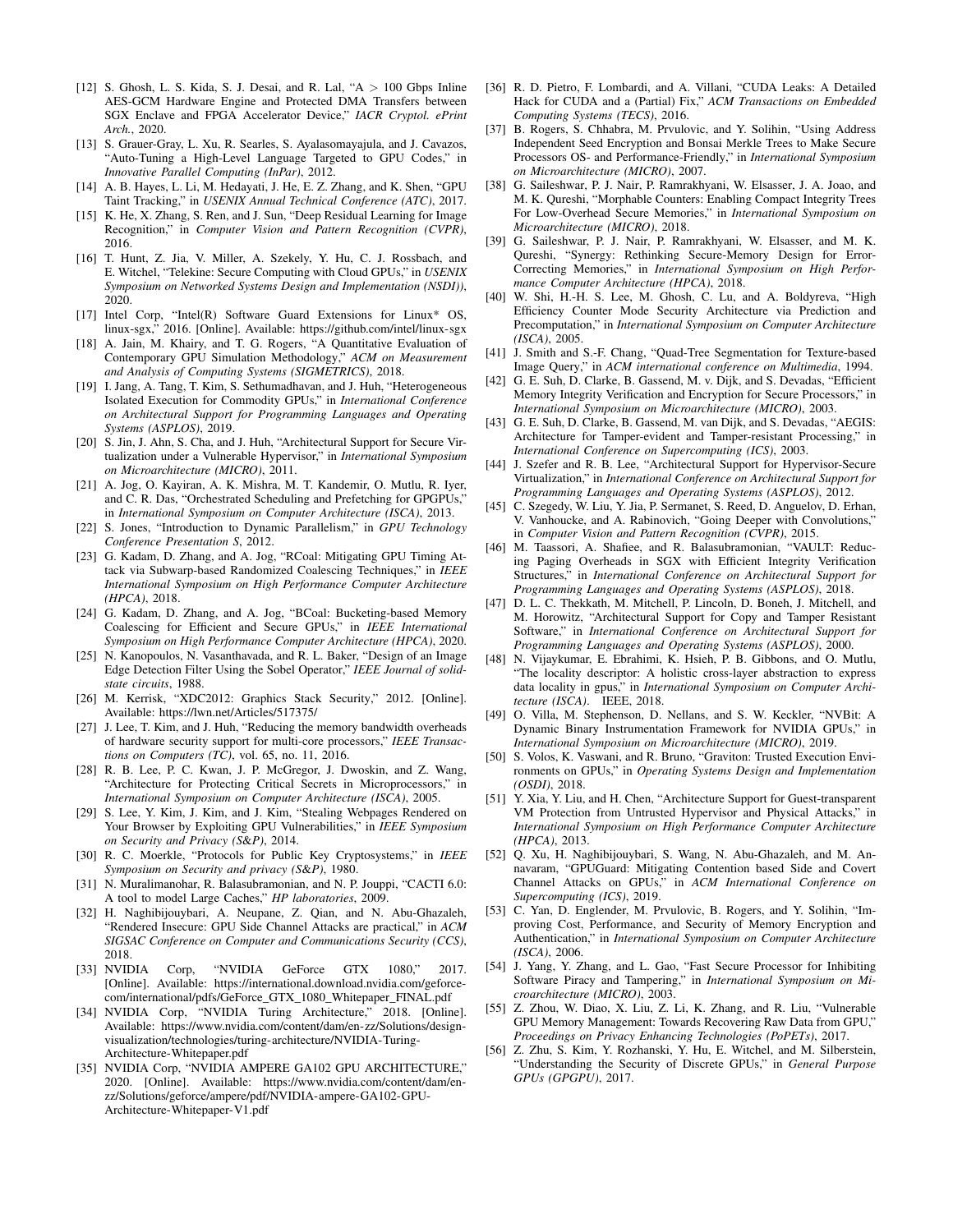[12] S. Ghosh, L. S. Kida, S. J. Desai, and R. Lal, "A > 100 Gbps Inline AES-GCM Hardware Engine and Protected DMA Transfers between SGX Enclave and FPGA Accelerator Device," *IACR Cryptol. ePrint Arch.*, 2020.

[13] S. Grauer-Gray, L. Xu, R. Searles, S. Ayalasomayajula, and J. Cavazos, "Auto-Tuning a High-Level Language Targeted to GPU Codes," in *Innovative Parallel Computing (InPar)*, 2012.

[14] A. B. Hayes, L. Li, M. Hedayati, J. He, E. Z. Zhang, and K. Shen, "GPU Taint Tracking," in *USENIX Annual Technical Conference (ATC)*, 2017.

[15] K. He, X. Zhang, S. Ren, and J. Sun, "Deep Residual Learning for Image Recognition," in *Computer Vision and Pattern Recognition (CVPR)*, 2016.

[16] T. Hunt, Z. Jia, V. Miller, A. Szekely, Y. Hu, C. J. Rossbach, and E. Witchel, "Telekine: Secure Computing with Cloud GPUs," in *USENIX Symposium on Networked Systems Design and Implementation (NSDI))*, 2020.

[17] Intel Corp, "Intel(R) Software Guard Extensions for Linux* OS, linux-sgx," 2016. [Online]. Available: https://github.com/intel/linux-sgx

[18] A. Jain, M. Khairy, and T. G. Rogers, "A Quantitative Evaluation of Contemporary GPU Simulation Methodology," *ACM on Measurement and Analysis of Computing Systems (SIGMETRICS)*, 2018.

[19] I. Jang, A. Tang, T. Kim, S. Sethumadhavan, and J. Huh, "Heterogeneous Isolated Execution for Commodity GPUs," in *International Conference on Architectural Support for Programming Languages and Operating Systems (ASPLOS)*, 2019.

[20] S. Jin, J. Ahn, S. Cha, and J. Huh, "Architectural Support for Secure Virtualization under a Vulnerable Hypervisor," in *International Symposium on Microarchitecture (MICRO)*, 2011.

[21] A. Jog, O. Kayiran, A. K. Mishra, M. T. Kandemir, O. Mutlu, R. Iyer, and C. R. Das, "Orchestrated Scheduling and Prefetching for GPGPUs," in *International Symposium on Computer Architecture (ISCA)*, 2013.

[22] S. Jones, "Introduction to Dynamic Parallelism," in *GPU Technology Conference Presentation S*, 2012.

[23] G. Kadam, D. Zhang, and A. Jog, "RCoal: Mitigating GPU Timing Attack via Subwarp-based Randomized Coalescing Techniques," in *IEEE International Symposium on High Performance Computer Architecture (HPCA)*, 2018.

[24] G. Kadam, D. Zhang, and A. Jog, "BCoal: Bucketing-based Memory Coalescing for Efficient and Secure GPUs," in *IEEE International Symposium on High Performance Computer Architecture (HPCA)*, 2020.

[25] N. Kanopoulos, N. Vasanthavada, and R. L. Baker, "Design of an Image Edge Detection Filter Using the Sobel Operator," *IEEE Journal of solid-state circuits*, 1988.

[26] M. Kerrisk, "XDC2012: Graphics Stack Security," 2012. [Online]. Available: https://lwn.net/Articles/517375/

[27] J. Lee, T. Kim, and J. Huh, "Reducing the memory bandwidth overheads of hardware security support for multi-core processors," *IEEE Transactions on Computers (TC)*, vol. 65, no. 11, 2016.

[28] R. B. Lee, P. C. Kwan, J. P. McGregor, J. Dwoskin, and Z. Wang, "Architecture for Protecting Critical Secrets in Microprocessors," in *International Symposium on Computer Architecture (ISCA)*, 2005.

[29] S. Lee, Y. Kim, J. Kim, and J. Kim, "Stealing Webpages Rendered on Your Browser by Exploiting GPU Vulnerabilities," in *IEEE Symposium on Security and Privacy (S&P)*, 2014.

[30] R. C. Moerkle, "Protocols for Public Key Cryptosystems," in *IEEE Symposium on Security and privacy (S&P)*, 1980.

[31] N. Muralimanohar, R. Balasubramonian, and N. P. Jouppi, "CACTI 6.0: A tool to model Large Caches," *HP laboratories*, 2009.

[32] H. Naghibijouybari, A. Neupane, Z. Qian, and N. Abu-Ghazaleh, "Rendered Insecure: GPU Side Channel Attacks are practical," in *ACM SIGSAC Conference on Computer and Communications Security (CCS)*, 2018.

[33] NVIDIA Corp, "NVIDIA GeForce GTX 1080," 2017. [Online]. Available: https://international.download.nvidia.com/geforce-com/international/pdfs/GeForce_GTX_1080_Whitepaper_FINAL.pdf

[34] NVIDIA Corp, "NVIDIA Turing Architecture," 2018. [Online]. Available: https://www.nvidia.com/content/dam/en-zz/Solutions/design-visualization/technologies/turing-architecture/NVIDIA-Turing-Architecture-Whitepaper.pdf

[35] NVIDIA Corp, "NVIDIA AMPERE GA102 GPU ARCHITECTURE," 2020. [Online]. Available: https://www.nvidia.com/content/dam/en-zz/Solutions/geforce/ampere/pdf/NVIDIA-ampere-GA102-GPU-Architecture-Whitepaper-V1.pdf

[36] R. D. Pietro, F. Lombardi, and A. Villani, "CUDA Leaks: A Detailed Hack for CUDA and a (Partial) Fix," *ACM Transactions on Embedded Computing Systems (TECS)*, 2016.

[37] B. Rogers, S. Chhabra, M. Prvulovic, and Y. Solihin, "Using Address Independent Seed Encryption and Bonsai Merkle Trees to Make Secure Processors OS- and Performance-Friendly," in *International Symposium on Microarchitecture (MICRO)*, 2007.

[38] G. Saileshwar, P. J. Nair, P. Ramrakhyani, W. Elsasser, J. A. Joao, and M. K. Qureshi, "Morphable Counters: Enabling Compact Integrity Trees For Low-Overhead Secure Memories," in *International Symposium on Microarchitecture (MICRO)*, 2018.

[39] G. Saileshwar, P. J. Nair, P. Ramrakhyani, W. Elsasser, and M. K. Qureshi, "Synergy: Rethinking Secure-Memory Design for Error-Correcting Memories," in *International Symposium on High Performance Computer Architecture (HPCA)*, 2018.

[40] W. Shi, H.-H. S. Lee, M. Ghosh, C. Lu, and A. Boldyreva, "High Efficiency Counter Mode Security Architecture via Prediction and Precomputation," in *International Symposium on Computer Architecture (ISCA)*, 2005.

[41] J. Smith and S.-F. Chang, "Quad-Tree Segmentation for Texture-based Image Query," in *ACM international conference on Multimedia*, 1994.

[42] G. E. Suh, D. Clarke, B. Gassend, M. v. Dijk, and S. Devadas, "Efficient Memory Integrity Verification and Encryption for Secure Processors," in *International Symposium on Microarchitecture (MICRO)*, 2003.

[43] G. E. Suh, D. Clarke, B. Gassend, M. van Dijk, and S. Devadas, "AEGIS: Architecture for Tamper-evident and Tamper-resistant Processing," in *International Conference on Supercomputing (ICS)*, 2003.

[44] J. Szefer and R. B. Lee, "Architectural Support for Hypervisor-Secure Virtualization," in *International Conference on Architectural Support for Programming Languages and Operating Systems (ASPLOS)*, 2012.

[45] C. Szegedy, W. Liu, Y. Jia, P. Sermanet, S. Reed, D. Anguelov, D. Erhan, V. Vanhoucke, and A. Rabinovich, "Going Deeper with Convolutions," in *Computer Vision and Pattern Recognition (CVPR)*, 2015.

[46] M. Taassori, A. Shafiee, and R. Balasubramonian, "VAULT: Reducing Paging Overheads in SGX with Efficient Integrity Verification Structures," in *International Conference on Architectural Support for Programming Languages and Operating Systems (ASPLOS)*, 2018.

[47] D. L. C. Thekkath, M. Mitchell, P. Lincoln, D. Boneh, J. Mitchell, and M. Horowitz, "Architectural Support for Copy and Tamper Resistant Software," in *International Conference on Architectural Support for Programming Languages and Operating Systems (ASPLOS)*, 2000.

[48] N. Vijaykumar, E. Ebrahimi, K. Hsieh, P. B. Gibbons, and O. Mutlu, "The locality descriptor: A holistic cross-layer abstraction to express data locality in gpus," in *International Symposium on Computer Architecture (ISCA)*. IEEE, 2018.

[49] O. Villa, M. Stephenson, D. Nellans, and S. W. Keckler, "NVBit: A Dynamic Binary Instrumentation Framework for NVIDIA GPUs," in *International Symposium on Microarchitecture (MICRO)*, 2019.

[50] S. Volos, K. Vaswani, and R. Bruno, "Graviton: Trusted Execution Environments on GPUs," in *Operating Systems Design and Implementation (OSDI)*, 2018.

[51] Y. Xia, Y. Liu, and H. Chen, "Architecture Support for Guest-transparent VM Protection from Untrusted Hypervisor and Physical Attacks," in *International Symposium on High Performance Computer Architecture (HPCA)*, 2013.

[52] Q. Xu, H. Naghibijouybari, S. Wang, N. Abu-Ghazaleh, and M. Annavaram, "GPUGuard: Mitigating Contention based Side and Covert Channel Attacks on GPUs," in *ACM International Conference on Supercomputing (ICS)*, 2019.

[53] C. Yan, D. Englender, M. Prvulovic, B. Rogers, and Y. Solihin, "Improving Cost, Performance, and Security of Memory Encryption and Authentication," in *International Symposium on Computer Architecture (ISCA)*, 2006.

[54] J. Yang, Y. Zhang, and L. Gao, "Fast Secure Processor for Inhibiting Software Piracy and Tampering," in *International Symposium on Microarchitecture (MICRO)*, 2003.

[55] Z. Zhou, W. Diao, X. Liu, Z. Li, K. Zhang, and R. Liu, "Vulnerable GPU Memory Management: Towards Recovering Raw Data from GPU," *Proceedings on Privacy Enhancing Technologies (PoPETs)*, 2017.

[56] Z. Zhu, S. Kim, Y. Rozhanski, Y. Hu, E. Witchel, and M. Silberstein, "Understanding the Security of Discrete GPUs," in *General Purpose GPUs (GPGPU)*, 2017.